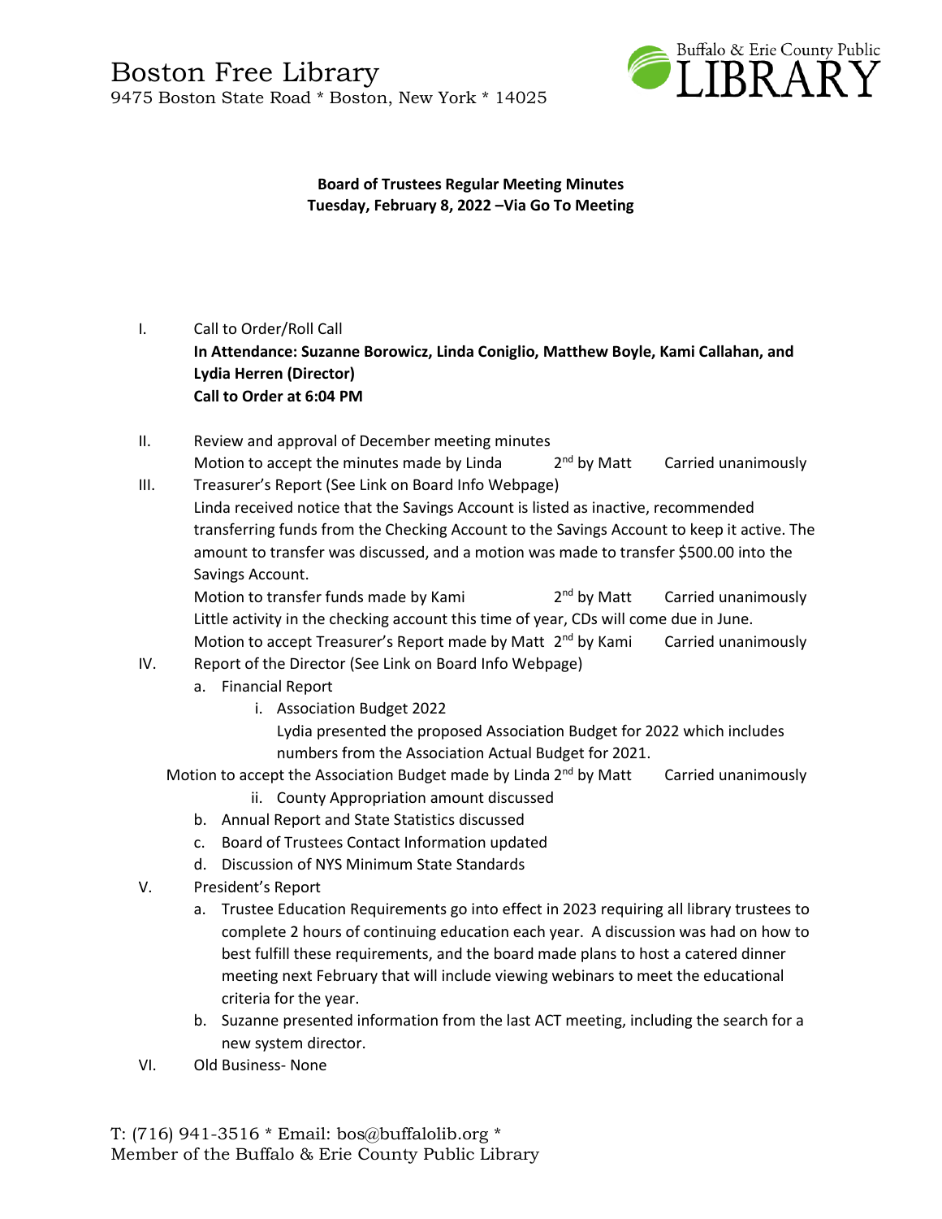# Boston Free Library

9475 Boston State Road * Boston, New York * 14025

**Board of Trustees Regular Meeting Minutes**
**Tuesday, February 8, 2022 –Via Go To Meeting**

I. Call to Order/Roll Call
   **In Attendance: Suzanne Borowicz, Linda Coniglio, Matthew Boyle, Kami Callahan, and Lydia Herren (Director)**
   **Call to Order at 6:04 PM**

II. Review and approval of December meeting minutes
   Motion to accept the minutes made by Linda 2nd by Matt Carried unanimously

III. Treasurer's Report (See Link on Board Info Webpage)
   Linda received notice that the Savings Account is listed as inactive, recommended transferring funds from the Checking Account to the Savings Account to keep it active. The amount to transfer was discussed, and a motion was made to transfer $500.00 into the Savings Account.
   Motion to transfer funds made by Kami 2nd by Matt Carried unanimously
   Little activity in the checking account this time of year, CDs will come due in June.
   Motion to accept Treasurer's Report made by Matt 2nd by Kami Carried unanimously

IV. Report of the Director (See Link on Board Info Webpage)
   a. Financial Report
      i. Association Budget 2022
         Lydia presented the proposed Association Budget for 2022 which includes numbers from the Association Actual Budget for 2021.
         Motion to accept the Association Budget made by Linda 2nd by Matt Carried unanimously
      ii. County Appropriation amount discussed
   b. Annual Report and State Statistics discussed
   c. Board of Trustees Contact Information updated
   d. Discussion of NYS Minimum State Standards

V. President's Report
   a. Trustee Education Requirements go into effect in 2023 requiring all library trustees to complete 2 hours of continuing education each year. A discussion was had on how to best fulfill these requirements, and the board made plans to host a catered dinner meeting next February that will include viewing webinars to meet the educational criteria for the year.
   b. Suzanne presented information from the last ACT meeting, including the search for a new system director.

VI. Old Business- None

T: (716) 941-3516 * Email: bos@buffalolib.org *
Member of the Buffalo & Erie County Public Library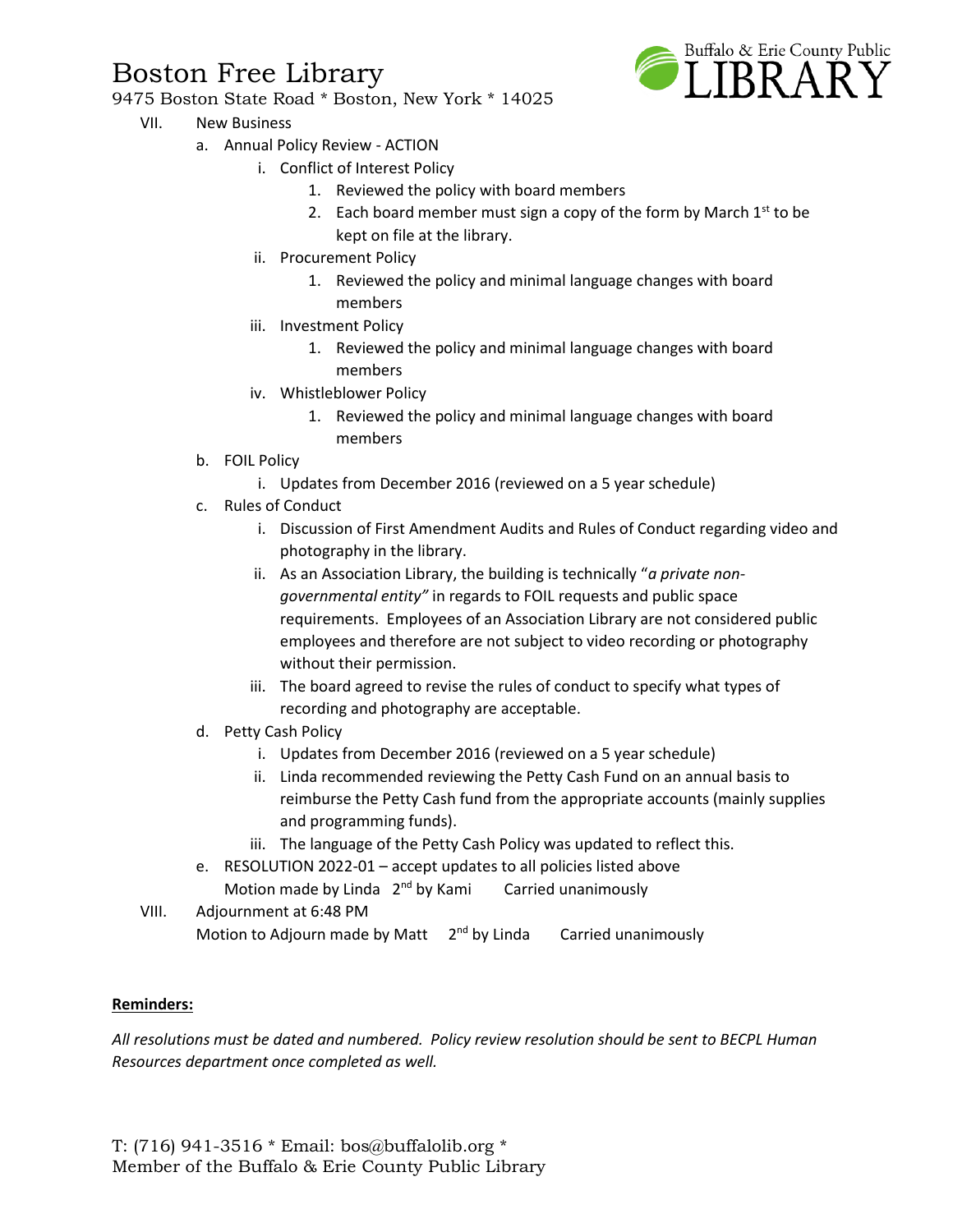# Boston Free Library

9475 Boston State Road * Boston, New York * 14025

VII. New Business

   a. Annual Policy Review - ACTION

      i. Conflict of Interest Policy

         1. Reviewed the policy with board members
         2. Each board member must sign a copy of the form by March 1st to be kept on file at the library.

      ii. Procurement Policy

         1. Reviewed the policy and minimal language changes with board members

      iii. Investment Policy

         1. Reviewed the policy and minimal language changes with board members

      iv. Whistleblower Policy

         1. Reviewed the policy and minimal language changes with board members

   b. FOIL Policy

      i. Updates from December 2016 (reviewed on a 5 year schedule)

   c. Rules of Conduct

      i. Discussion of First Amendment Audits and Rules of Conduct regarding video and photography in the library.
      ii. As an Association Library, the building is technically "*a private non-governmental entity"* in regards to FOIL requests and public space requirements. Employees of an Association Library are not considered public employees and therefore are not subject to video recording or photography without their permission.
      iii. The board agreed to revise the rules of conduct to specify what types of recording and photography are acceptable.

   d. Petty Cash Policy

      i. Updates from December 2016 (reviewed on a 5 year schedule)
      ii. Linda recommended reviewing the Petty Cash Fund on an annual basis to reimburse the Petty Cash fund from the appropriate accounts (mainly supplies and programming funds).
      iii. The language of the Petty Cash Policy was updated to reflect this.

   e. RESOLUTION 2022-01 – accept updates to all policies listed above
      Motion made by Linda   2nd by Kami   Carried unanimously

VIII. Adjournment at 6:48 PM
      Motion to Adjourn made by Matt   2nd by Linda   Carried unanimously

**Reminders:**

*All resolutions must be dated and numbered. Policy review resolution should be sent to BECPL Human Resources department once completed as well.*

T: (716) 941-3516 * Email: bos@buffalolib.org *
Member of the Buffalo & Erie County Public Library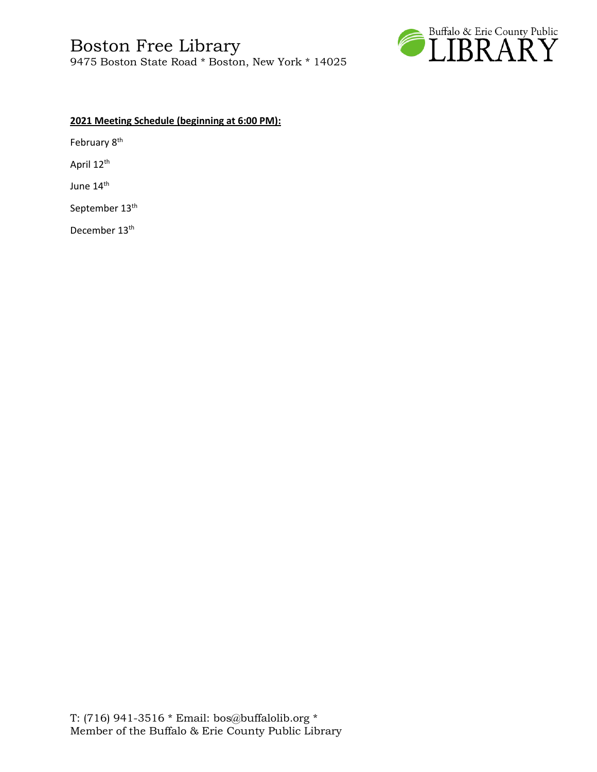# Boston Free Library

9475 Boston State Road * Boston, New York * 14025

Buffalo & Erie County Public LIBRARY

**2021 Meeting Schedule (beginning at 6:00 PM):**

February 8th

April 12th

June 14th

September 13th

December 13th

T: (716) 941-3516 * Email: bos@buffalolib.org *
Member of the Buffalo & Erie County Public Library